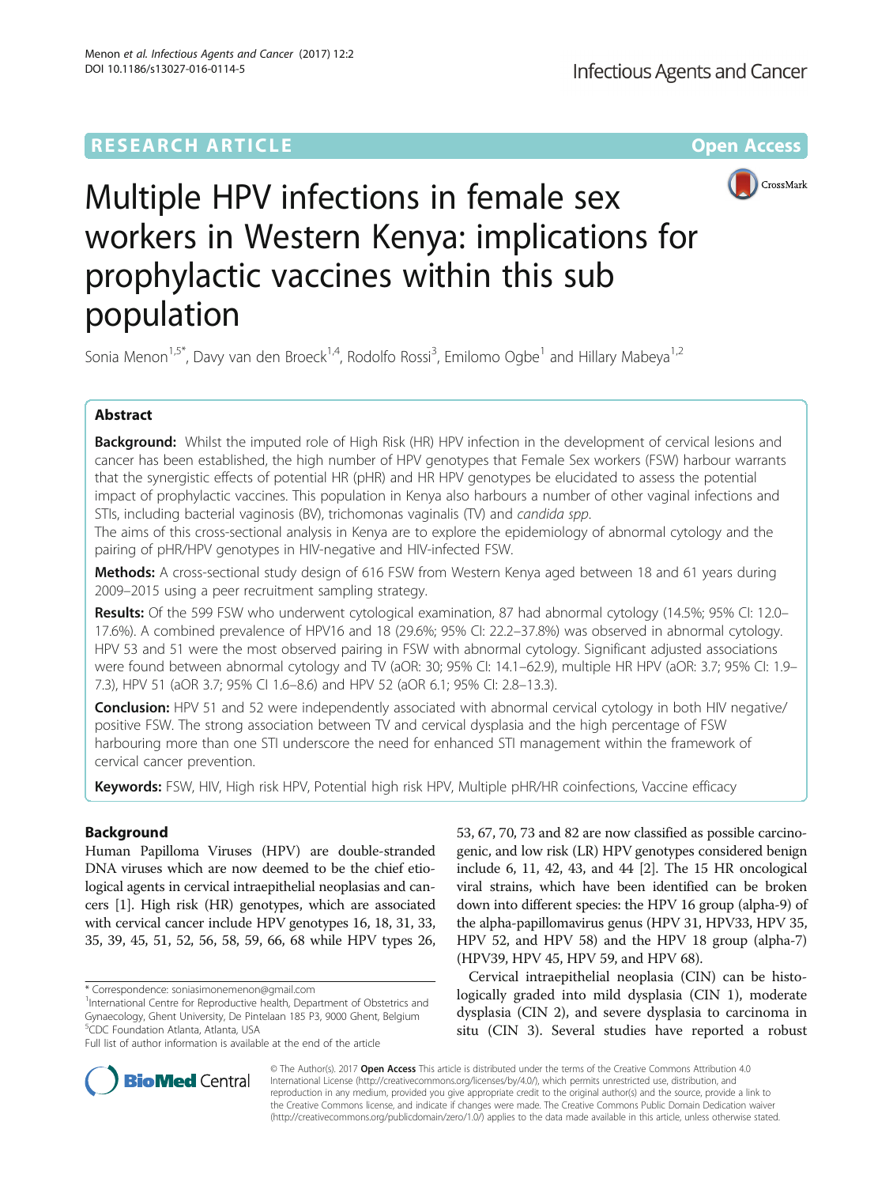RESEARCH ARTICLE **Open Access**

# Multiple HPV infections in female sex workers in Western Kenya: implications for prophylactic vaccines within this sub population

Sonia Menon[1,5*], Davy van den Broeck[1,4], Rodolfo Rossi[3], Emilomo Ogbe[1] and Hillary Mabeya[1,2]

## Abstract

**Background:** Whilst the imputed role of High Risk (HR) HPV infection in the development of cervical lesions and cancer has been established, the high number of HPV genotypes that Female Sex workers (FSW) harbour warrants that the synergistic effects of potential HR (pHR) and HR HPV genotypes be elucidated to assess the potential impact of prophylactic vaccines. This population in Kenya also harbours a number of other vaginal infections and STIs, including bacterial vaginosis (BV), trichomonas vaginalis (TV) and *candida spp*.

The aims of this cross-sectional analysis in Kenya are to explore the epidemiology of abnormal cytology and the pairing of pHR/HPV genotypes in HIV-negative and HIV-infected FSW.

**Methods:** A cross-sectional study design of 616 FSW from Western Kenya aged between 18 and 61 years during 2009–2015 using a peer recruitment sampling strategy.

**Results:** Of the 599 FSW who underwent cytological examination, 87 had abnormal cytology (14.5%; 95% CI: 12.0–17.6%). A combined prevalence of HPV16 and 18 (29.6%; 95% CI: 22.2–37.8%) was observed in abnormal cytology. HPV 53 and 51 were the most observed pairing in FSW with abnormal cytology. Significant adjusted associations were found between abnormal cytology and TV (aOR: 30; 95% CI: 14.1–62.9), multiple HR HPV (aOR: 3.7; 95% CI: 1.9–7.3), HPV 51 (aOR 3.7; 95% CI 1.6–8.6) and HPV 52 (aOR 6.1; 95% CI: 2.8–13.3).

**Conclusion:** HPV 51 and 52 were independently associated with abnormal cervical cytology in both HIV negative/ positive FSW. The strong association between TV and cervical dysplasia and the high percentage of FSW harbouring more than one STI underscore the need for enhanced STI management within the framework of cervical cancer prevention.

**Keywords:** FSW, HIV, High risk HPV, Potential high risk HPV, Multiple pHR/HR coinfections, Vaccine efficacy

## Background

Human Papilloma Viruses (HPV) are double-stranded DNA viruses which are now deemed to be the chief etiological agents in cervical intraepithelial neoplasias and cancers [1]. High risk (HR) genotypes, which are associated with cervical cancer include HPV genotypes 16, 18, 31, 33, 35, 39, 45, 51, 52, 56, 58, 59, 66, 68 while HPV types 26, 53, 67, 70, 73 and 82 are now classified as possible carcinogenic, and low risk (LR) HPV genotypes considered benign include 6, 11, 42, 43, and 44 [2]. The 15 HR oncological viral strains, which have been identified can be broken down into different species: the HPV 16 group (alpha-9) of the alpha-papillomavirus genus (HPV 31, HPV33, HPV 35, HPV 52, and HPV 58) and the HPV 18 group (alpha-7) (HPV39, HPV 45, HPV 59, and HPV 68).

Cervical intraepithelial neoplasia (CIN) can be histologically graded into mild dysplasia (CIN 1), moderate dysplasia (CIN 2), and severe dysplasia to carcinoma in situ (CIN 3). Several studies have reported a robust

\* Correspondence: soniasimonemenon@gmail.com
[1]International Centre for Reproductive health, Department of Obstetrics and Gynaecology, Ghent University, De Pintelaan 185 P3, 9000 Ghent, Belgium
[5]CDC Foundation Atlanta, Atlanta, USA
Full list of author information is available at the end of the article

© The Author(s). 2017 **Open Access** This article is distributed under the terms of the Creative Commons Attribution 4.0 International License (http://creativecommons.org/licenses/by/4.0/), which permits unrestricted use, distribution, and reproduction in any medium, provided you give appropriate credit to the original author(s) and the source, provide a link to the Creative Commons license, and indicate if changes were made. The Creative Commons Public Domain Dedication waiver (http://creativecommons.org/publicdomain/zero/1.0/) applies to the data made available in this article, unless otherwise stated.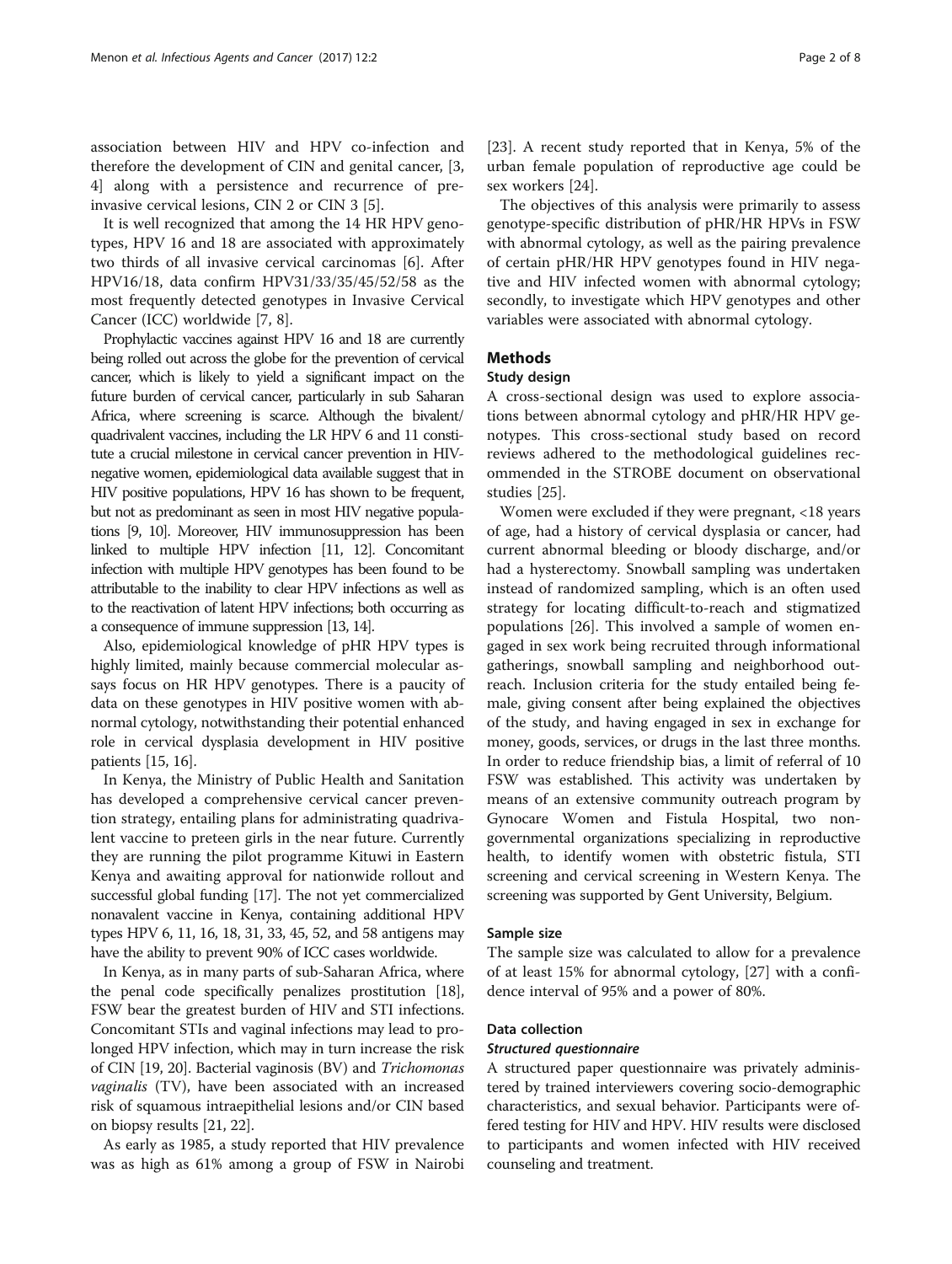association between HIV and HPV co-infection and therefore the development of CIN and genital cancer, [3, 4] along with a persistence and recurrence of pre-invasive cervical lesions, CIN 2 or CIN 3 [5].

It is well recognized that among the 14 HR HPV genotypes, HPV 16 and 18 are associated with approximately two thirds of all invasive cervical carcinomas [6]. After HPV16/18, data confirm HPV31/33/35/45/52/58 as the most frequently detected genotypes in Invasive Cervical Cancer (ICC) worldwide [7, 8].

Prophylactic vaccines against HPV 16 and 18 are currently being rolled out across the globe for the prevention of cervical cancer, which is likely to yield a significant impact on the future burden of cervical cancer, particularly in sub Saharan Africa, where screening is scarce. Although the bivalent/quadrivalent vaccines, including the LR HPV 6 and 11 constitute a crucial milestone in cervical cancer prevention in HIV-negative women, epidemiological data available suggest that in HIV positive populations, HPV 16 has shown to be frequent, but not as predominant as seen in most HIV negative populations [9, 10]. Moreover, HIV immunosuppression has been linked to multiple HPV infection [11, 12]. Concomitant infection with multiple HPV genotypes has been found to be attributable to the inability to clear HPV infections as well as to the reactivation of latent HPV infections; both occurring as a consequence of immune suppression [13, 14].

Also, epidemiological knowledge of pHR HPV types is highly limited, mainly because commercial molecular assays focus on HR HPV genotypes. There is a paucity of data on these genotypes in HIV positive women with abnormal cytology, notwithstanding their potential enhanced role in cervical dysplasia development in HIV positive patients [15, 16].

In Kenya, the Ministry of Public Health and Sanitation has developed a comprehensive cervical cancer prevention strategy, entailing plans for administrating quadrivalent vaccine to preteen girls in the near future. Currently they are running the pilot programme Kituwi in Eastern Kenya and awaiting approval for nationwide rollout and successful global funding [17]. The not yet commercialized nonavalent vaccine in Kenya, containing additional HPV types HPV 6, 11, 16, 18, 31, 33, 45, 52, and 58 antigens may have the ability to prevent 90% of ICC cases worldwide.

In Kenya, as in many parts of sub-Saharan Africa, where the penal code specifically penalizes prostitution [18], FSW bear the greatest burden of HIV and STI infections. Concomitant STIs and vaginal infections may lead to prolonged HPV infection, which may in turn increase the risk of CIN [19, 20]. Bacterial vaginosis (BV) and *Trichomonas vaginalis* (TV), have been associated with an increased risk of squamous intraepithelial lesions and/or CIN based on biopsy results [21, 22].

As early as 1985, a study reported that HIV prevalence was as high as 61% among a group of FSW in Nairobi [23]. A recent study reported that in Kenya, 5% of the urban female population of reproductive age could be sex workers [24].

The objectives of this analysis were primarily to assess genotype-specific distribution of pHR/HR HPVs in FSW with abnormal cytology, as well as the pairing prevalence of certain pHR/HR HPV genotypes found in HIV negative and HIV infected women with abnormal cytology; secondly, to investigate which HPV genotypes and other variables were associated with abnormal cytology.

## Methods

### Study design

A cross-sectional design was used to explore associations between abnormal cytology and pHR/HR HPV genotypes. This cross-sectional study based on record reviews adhered to the methodological guidelines recommended in the STROBE document on observational studies [25].

Women were excluded if they were pregnant, <18 years of age, had a history of cervical dysplasia or cancer, had current abnormal bleeding or bloody discharge, and/or had a hysterectomy. Snowball sampling was undertaken instead of randomized sampling, which is an often used strategy for locating difficult-to-reach and stigmatized populations [26]. This involved a sample of women engaged in sex work being recruited through informational gatherings, snowball sampling and neighborhood outreach. Inclusion criteria for the study entailed being female, giving consent after being explained the objectives of the study, and having engaged in sex in exchange for money, goods, services, or drugs in the last three months. In order to reduce friendship bias, a limit of referral of 10 FSW was established. This activity was undertaken by means of an extensive community outreach program by Gynocare Women and Fistula Hospital, two non-governmental organizations specializing in reproductive health, to identify women with obstetric fistula, STI screening and cervical screening in Western Kenya. The screening was supported by Gent University, Belgium.

### Sample size

The sample size was calculated to allow for a prevalence of at least 15% for abnormal cytology, [27] with a confidence interval of 95% and a power of 80%.

### Data collection

#### *Structured questionnaire*

A structured paper questionnaire was privately administered by trained interviewers covering socio-demographic characteristics, and sexual behavior. Participants were offered testing for HIV and HPV. HIV results were disclosed to participants and women infected with HIV received counseling and treatment.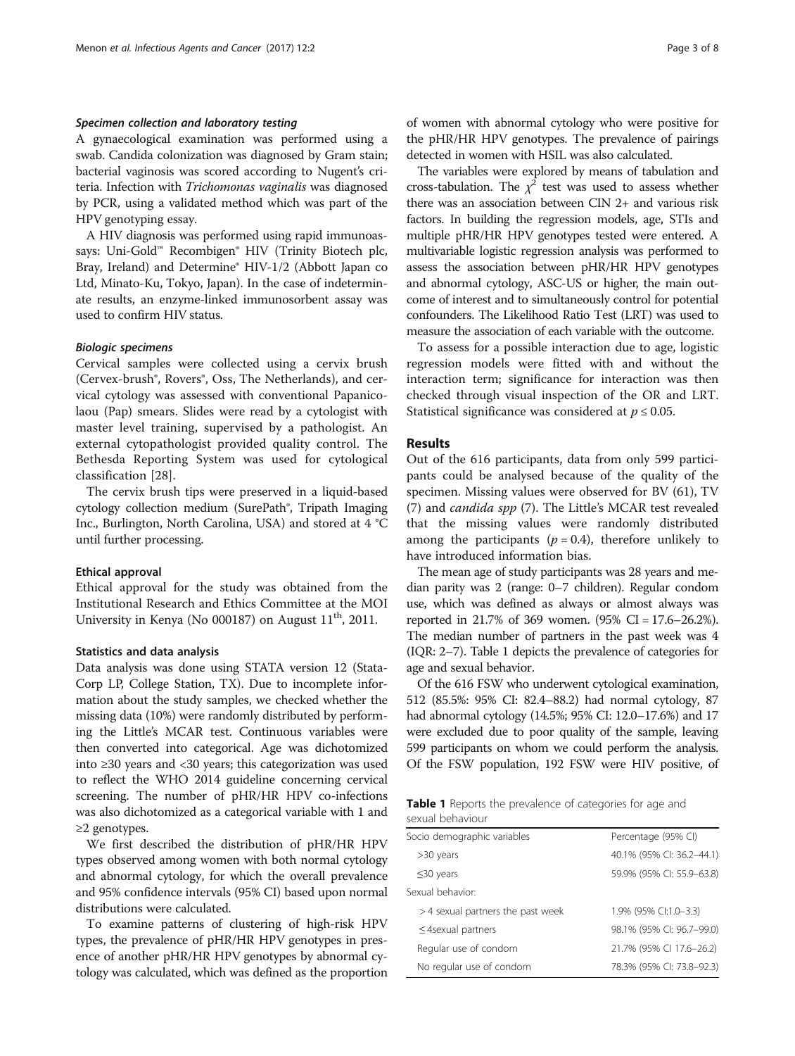### Specimen collection and laboratory testing

A gynaecological examination was performed using a swab. Candida colonization was diagnosed by Gram stain; bacterial vaginosis was scored according to Nugent's criteria. Infection with *Trichomonas vaginalis* was diagnosed by PCR, using a validated method which was part of the HPV genotyping essay.

A HIV diagnosis was performed using rapid immunoassays: Uni-Gold™ Recombigen® HIV (Trinity Biotech plc, Bray, Ireland) and Determine® HIV-1/2 (Abbott Japan co Ltd, Minato-Ku, Tokyo, Japan). In the case of indeterminate results, an enzyme-linked immunosorbent assay was used to confirm HIV status.

### Biologic specimens

Cervical samples were collected using a cervix brush (Cervex-brush®, Rovers®, Oss, The Netherlands), and cervical cytology was assessed with conventional Papanicolaou (Pap) smears. Slides were read by a cytologist with master level training, supervised by a pathologist. An external cytopathologist provided quality control. The Bethesda Reporting System was used for cytological classification [28].

The cervix brush tips were preserved in a liquid-based cytology collection medium (SurePath®, Tripath Imaging Inc., Burlington, North Carolina, USA) and stored at 4 °C until further processing.

### Ethical approval

Ethical approval for the study was obtained from the Institutional Research and Ethics Committee at the MOI University in Kenya (No 000187) on August 11th, 2011.

### Statistics and data analysis

Data analysis was done using STATA version 12 (StataCorp LP, College Station, TX). Due to incomplete information about the study samples, we checked whether the missing data (10%) were randomly distributed by performing the Little's MCAR test. Continuous variables were then converted into categorical. Age was dichotomized into ≥30 years and <30 years; this categorization was used to reflect the WHO 2014 guideline concerning cervical screening. The number of pHR/HR HPV co-infections was also dichotomized as a categorical variable with 1 and ≥2 genotypes.

We first described the distribution of pHR/HR HPV types observed among women with both normal cytology and abnormal cytology, for which the overall prevalence and 95% confidence intervals (95% CI) based upon normal distributions were calculated.

To examine patterns of clustering of high-risk HPV types, the prevalence of pHR/HR HPV genotypes in presence of another pHR/HR HPV genotypes by abnormal cytology was calculated, which was defined as the proportion of women with abnormal cytology who were positive for the pHR/HR HPV genotypes. The prevalence of pairings detected in women with HSIL was also calculated.

The variables were explored by means of tabulation and cross-tabulation. The $\chi^2$ test was used to assess whether there was an association between CIN 2+ and various risk factors. In building the regression models, age, STIs and multiple pHR/HR HPV genotypes tested were entered. A multivariable logistic regression analysis was performed to assess the association between pHR/HR HPV genotypes and abnormal cytology, ASC-US or higher, the main outcome of interest and to simultaneously control for potential confounders. The Likelihood Ratio Test (LRT) was used to measure the association of each variable with the outcome.

To assess for a possible interaction due to age, logistic regression models were fitted with and without the interaction term; significance for interaction was then checked through visual inspection of the OR and LRT. Statistical significance was considered at $p \leq 0.05$.

## Results

Out of the 616 participants, data from only 599 participants could be analysed because of the quality of the specimen. Missing values were observed for BV (61), TV (7) and *candida spp* (7). The Little's MCAR test revealed that the missing values were randomly distributed among the participants ($p = 0.4$), therefore unlikely to have introduced information bias.

The mean age of study participants was 28 years and median parity was 2 (range: 0–7 children). Regular condom use, which was defined as always or almost always was reported in 21.7% of 369 women. (95% CI = 17.6–26.2%). The median number of partners in the past week was 4 (IQR: 2–7). Table 1 depicts the prevalence of categories for age and sexual behavior.

Of the 616 FSW who underwent cytological examination, 512 (85.5%: 95% CI: 82.4–88.2) had normal cytology, 87 had abnormal cytology (14.5%; 95% CI: 12.0–17.6%) and 17 were excluded due to poor quality of the sample, leaving 599 participants on whom we could perform the analysis. Of the FSW population, 192 FSW were HIV positive, of

**Table 1** Reports the prevalence of categories for age and sexual behaviour

| Socio demographic variables | Percentage (95% CI) |
|---|---|
| >30 years | 40.1% (95% CI: 36.2–44.1) |
| ≤30 years | 59.9% (95% CI: 55.9–63.8) |
| Sexual behavior: | |
| > 4 sexual partners the past week | 1.9% (95% CI:1.0–3.3) |
| ≤ 4sexual partners | 98.1% (95% CI: 96.7–99.0) |
| Regular use of condom | 21.7% (95% CI 17.6–26.2) |
| No regular use of condom | 78.3% (95% CI: 73.8–92.3) |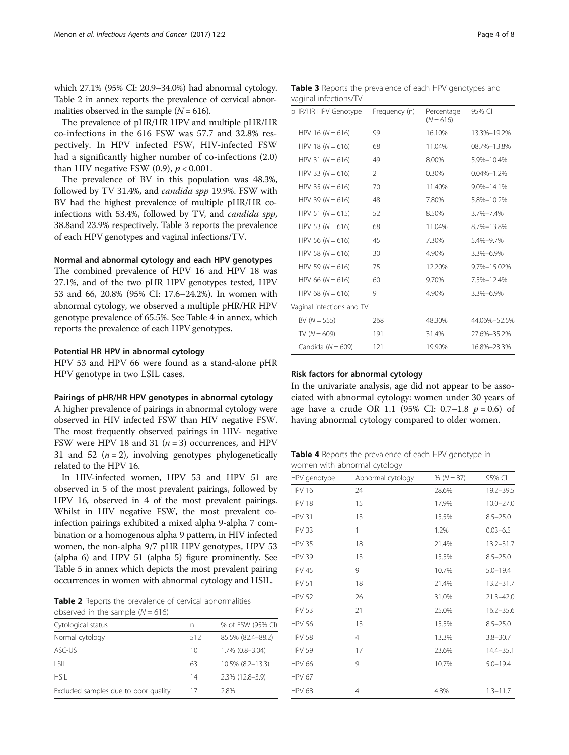which 27.1% (95% CI: 20.9–34.0%) had abnormal cytology. Table 2 in annex reports the prevalence of cervical abnormalities observed in the sample ($N = 616$).

The prevalence of pHR/HR HPV and multiple pHR/HR co-infections in the 616 FSW was 57.7 and 32.8% respectively. In HPV infected FSW, HIV-infected FSW had a significantly higher number of co-infections (2.0) than HIV negative FSW (0.9), $p < 0.001$.

The prevalence of BV in this population was 48.3%, followed by TV 31.4%, and *candida spp* 19.9%. FSW with BV had the highest prevalence of multiple pHR/HR co-infections with 53.4%, followed by TV, and *candida spp*, 38.8and 23.9% respectively. Table 3 reports the prevalence of each HPV genotypes and vaginal infections/TV.

### Normal and abnormal cytology and each HPV genotypes

The combined prevalence of HPV 16 and HPV 18 was 27.1%, and of the two pHR HPV genotypes tested, HPV 53 and 66, 20.8% (95% CI: 17.6–24.2%). In women with abnormal cytology, we observed a multiple pHR/HR HPV genotype prevalence of 65.5%. See Table 4 in annex, which reports the prevalence of each HPV genotypes.

### Potential HR HPV in abnormal cytology

HPV 53 and HPV 66 were found as a stand-alone pHR HPV genotype in two LSIL cases.

### Pairings of pHR/HR HPV genotypes in abnormal cytology

A higher prevalence of pairings in abnormal cytology were observed in HIV infected FSW than HIV negative FSW. The most frequently observed pairings in HIV- negative FSW were HPV 18 and 31 ($n = 3$) occurrences, and HPV 31 and 52 ($n = 2$), involving genotypes phylogenetically related to the HPV 16.

In HIV-infected women, HPV 53 and HPV 51 are observed in 5 of the most prevalent pairings, followed by HPV 16, observed in 4 of the most prevalent pairings. Whilst in HIV negative FSW, the most prevalent co-infection pairings exhibited a mixed alpha 9-alpha 7 combination or a homogenous alpha 9 pattern, in HIV infected women, the non-alpha 9/7 pHR HPV genotypes, HPV 53 (alpha 6) and HPV 51 (alpha 5) figure prominently. See Table 5 in annex which depicts the most prevalent pairing occurrences in women with abnormal cytology and HSIL.

**Table 2** Reports the prevalence of cervical abnormalities observed in the sample ($N = 616$)

| Cytological status | n | % of FSW (95% CI) |
|---|---|---|
| Normal cytology | 512 | 85.5% (82.4–88.2) |
| ASC-US | 10 | 1.7% (0.8–3.04) |
| LSIL | 63 | 10.5% (8.2–13.3) |
| HSIL | 14 | 2.3% (12.8–3.9) |
| Excluded samples due to poor quality | 17 | 2.8% |

**Table 3** Reports the prevalence of each HPV genotypes and vaginal infections/TV

| pHR/HR HPV Genotype | Frequency (n) | Percentage ($N = 616$) | 95% CI |
|---|---|---|---|
| HPV 16 ($N = 616$) | 99 | 16.10% | 13.3%–19.2% |
| HPV 18 ($N = 616$) | 68 | 11.04% | 08.7%–13.8% |
| HPV 31 ($N = 616$) | 49 | 8.00% | 5.9%–10.4% |
| HPV 33 ($N = 616$) | 2 | 0.30% | 0.04%–1.2% |
| HPV 35 ($N = 616$) | 70 | 11.40% | 9.0%–14.1% |
| HPV 39 ($N = 616$) | 48 | 7.80% | 5.8%–10.2% |
| HPV 51 ($N = 615$) | 52 | 8.50% | 3.7%–7.4% |
| HPV 53 ($N = 616$) | 68 | 11.04% | 8.7%–13.8% |
| HPV 56 ($N = 616$) | 45 | 7.30% | 5.4%–9.7% |
| HPV 58 ($N = 616$) | 30 | 4.90% | 3.3%–6.9% |
| HPV 59 ($N = 616$) | 75 | 12.20% | 9.7%–15.02% |
| HPV 66 ($N = 616$) | 60 | 9.70% | 7.5%–12.4% |
| HPV 68 ($N = 616$) | 9 | 4.90% | 3.3%–6.9% |
| Vaginal infections and TV | | | |
| BV ($N = 555$) | 268 | 48.30% | 44.06%–52.5% |
| TV ($N = 609$) | 191 | 31.4% | 27.6%–35.2% |
| Candida ($N = 609$) | 121 | 19.90% | 16.8%–23.3% |

### Risk factors for abnormal cytology

In the univariate analysis, age did not appear to be associated with abnormal cytology: women under 30 years of age have a crude OR 1.1 (95% CI: 0.7–1.8 $p = 0.6$) of having abnormal cytology compared to older women.

**Table 4** Reports the prevalence of each HPV genotype in women with abnormal cytology

| HPV genotype | Abnormal cytology | % ($N = 87$) | 95% CI |
|---|---|---|---|
| HPV 16 | 24 | 28.6% | 19.2–39.5 |
| HPV 18 | 15 | 17.9% | 10.0–27.0 |
| HPV 31 | 13 | 15.5% | 8.5–25.0 |
| HPV 33 | 1 | 1.2% | 0.03–6.5 |
| HPV 35 | 18 | 21.4% | 13.2–31.7 |
| HPV 39 | 13 | 15.5% | 8.5–25.0 |
| HPV 45 | 9 | 10.7% | 5.0–19.4 |
| HPV 51 | 18 | 21.4% | 13.2–31.7 |
| HPV 52 | 26 | 31.0% | 21.3–42.0 |
| HPV 53 | 21 | 25.0% | 16.2–35.6 |
| HPV 56 | 13 | 15.5% | 8.5–25.0 |
| HPV 58 | 4 | 13.3% | 3.8–30.7 |
| HPV 59 | 17 | 23.6% | 14.4–35.1 |
| HPV 66 | 9 | 10.7% | 5.0–19.4 |
| HPV 67 | | | |
| HPV 68 | 4 | 4.8% | 1.3–11.7 |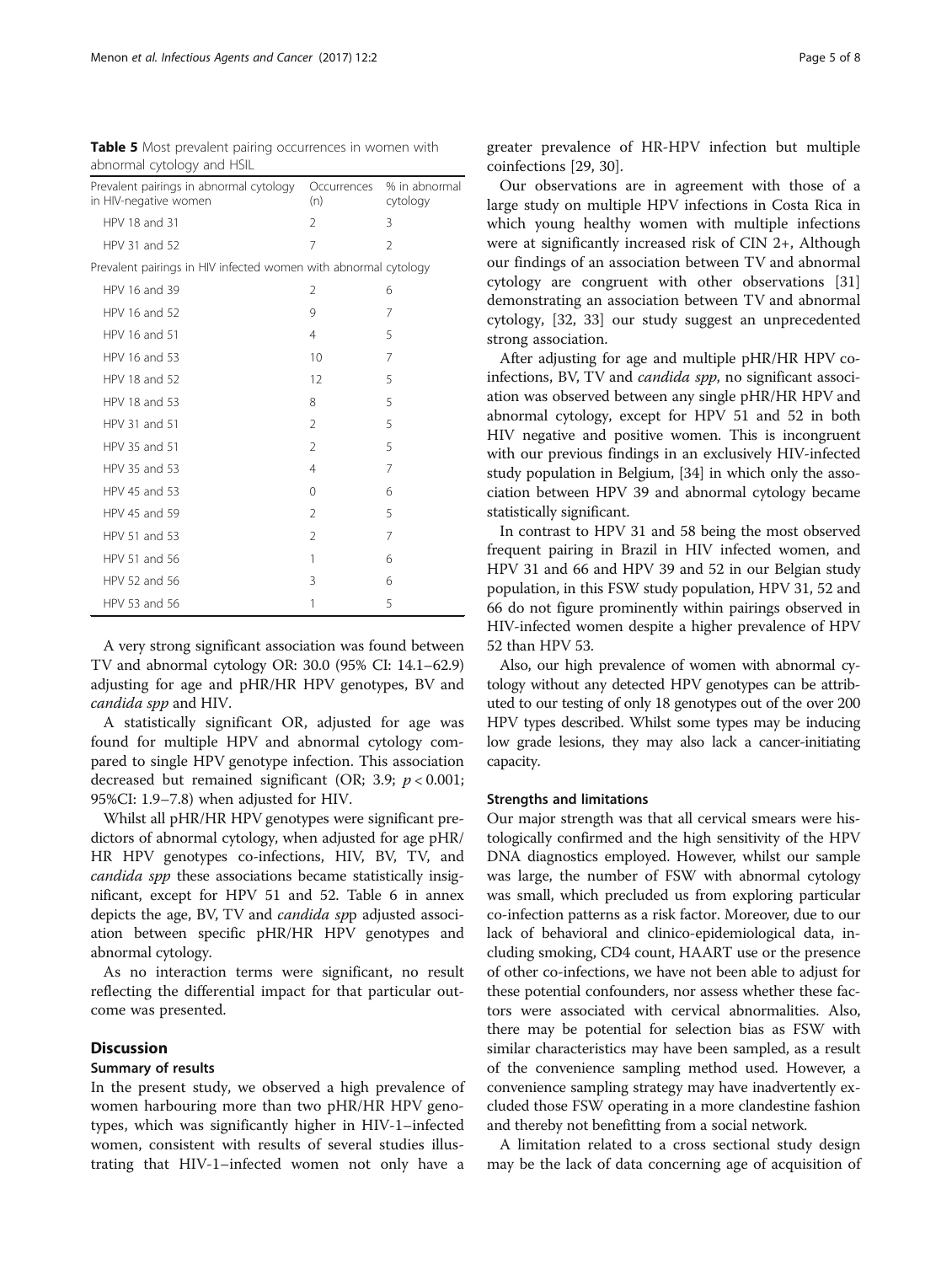**Table 5** Most prevalent pairing occurrences in women with abnormal cytology and HSIL

| Prevalent pairings in abnormal cytology in HIV-negative women | Occurrences (n) | % in abnormal cytology |
|---|---|---|
| HPV 18 and 31 | 2 | 3 |
| HPV 31 and 52 | 7 | 2 |
| Prevalent pairings in HIV infected women with abnormal cytology | | |
| HPV 16 and 39 | 2 | 6 |
| HPV 16 and 52 | 9 | 7 |
| HPV 16 and 51 | 4 | 5 |
| HPV 16 and 53 | 10 | 7 |
| HPV 18 and 52 | 12 | 5 |
| HPV 18 and 53 | 8 | 5 |
| HPV 31 and 51 | 2 | 5 |
| HPV 35 and 51 | 2 | 5 |
| HPV 35 and 53 | 4 | 7 |
| HPV 45 and 53 | 0 | 6 |
| HPV 45 and 59 | 2 | 5 |
| HPV 51 and 53 | 2 | 7 |
| HPV 51 and 56 | 1 | 6 |
| HPV 52 and 56 | 3 | 6 |
| HPV 53 and 56 | 1 | 5 |

A very strong significant association was found between TV and abnormal cytology OR: 30.0 (95% CI: 14.1–62.9) adjusting for age and pHR/HR HPV genotypes, BV and *candida spp* and HIV.

A statistically significant OR, adjusted for age was found for multiple HPV and abnormal cytology compared to single HPV genotype infection. This association decreased but remained significant (OR; 3.9; $p < 0.001$; 95%CI: 1.9–7.8) when adjusted for HIV.

Whilst all pHR/HR HPV genotypes were significant predictors of abnormal cytology, when adjusted for age pHR/HR HPV genotypes co-infections, HIV, BV, TV, and *candida spp* these associations became statistically insignificant, except for HPV 51 and 52. Table 6 in annex depicts the age, BV, TV and *candida sp*p adjusted association between specific pHR/HR HPV genotypes and abnormal cytology.

As no interaction terms were significant, no result reflecting the differential impact for that particular outcome was presented.

## Discussion

### Summary of results

In the present study, we observed a high prevalence of women harbouring more than two pHR/HR HPV genotypes, which was significantly higher in HIV-1–infected women, consistent with results of several studies illustrating that HIV-1–infected women not only have a greater prevalence of HR-HPV infection but multiple coinfections [29, 30].

Our observations are in agreement with those of a large study on multiple HPV infections in Costa Rica in which young healthy women with multiple infections were at significantly increased risk of CIN 2+, Although our findings of an association between TV and abnormal cytology are congruent with other observations [31] demonstrating an association between TV and abnormal cytology, [32, 33] our study suggest an unprecedented strong association.

After adjusting for age and multiple pHR/HR HPV co-infections, BV, TV and *candida spp*, no significant association was observed between any single pHR/HR HPV and abnormal cytology, except for HPV 51 and 52 in both HIV negative and positive women. This is incongruent with our previous findings in an exclusively HIV-infected study population in Belgium, [34] in which only the association between HPV 39 and abnormal cytology became statistically significant.

In contrast to HPV 31 and 58 being the most observed frequent pairing in Brazil in HIV infected women, and HPV 31 and 66 and HPV 39 and 52 in our Belgian study population, in this FSW study population, HPV 31, 52 and 66 do not figure prominently within pairings observed in HIV-infected women despite a higher prevalence of HPV 52 than HPV 53.

Also, our high prevalence of women with abnormal cytology without any detected HPV genotypes can be attributed to our testing of only 18 genotypes out of the over 200 HPV types described. Whilst some types may be inducing low grade lesions, they may also lack a cancer-initiating capacity.

### Strengths and limitations

Our major strength was that all cervical smears were histologically confirmed and the high sensitivity of the HPV DNA diagnostics employed. However, whilst our sample was large, the number of FSW with abnormal cytology was small, which precluded us from exploring particular co-infection patterns as a risk factor. Moreover, due to our lack of behavioral and clinico-epidemiological data, including smoking, CD4 count, HAART use or the presence of other co-infections, we have not been able to adjust for these potential confounders, nor assess whether these factors were associated with cervical abnormalities. Also, there may be potential for selection bias as FSW with similar characteristics may have been sampled, as a result of the convenience sampling method used. However, a convenience sampling strategy may have inadvertently excluded those FSW operating in a more clandestine fashion and thereby not benefitting from a social network.

A limitation related to a cross sectional study design may be the lack of data concerning age of acquisition of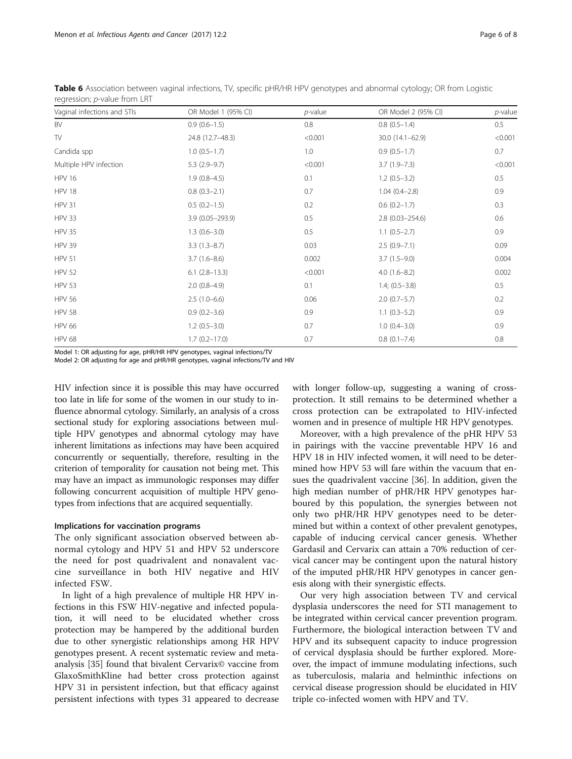**Table 6** Association between vaginal infections, TV, specific pHR/HR HPV genotypes and abnormal cytology; OR from Logistic regression; *p*-value from LRT

| Vaginal infections and STIs | OR Model 1 (95% CI) | *p*-value | OR Model 2 (95% CI) | *p*-value |
|---|---|---|---|---|
| BV | 0.9 (0.6–1.5) | 0.8 | 0.8 (0.5–1.4) | 0.5 |
| TV | 24.8 (12.7–48.3) | <0.001 | 30.0 (14.1–62.9) | <0.001 |
| Candida spp | 1.0 (0.5–1.7) | 1.0 | 0.9 (0.5–1.7) | 0.7 |
| Multiple HPV infection | 5.3 (2.9–9.7) | <0.001 | 3.7 (1.9–7.3) | <0.001 |
| HPV 16 | 1.9 (0.8–4.5) | 0.1 | 1.2 (0.5–3.2) | 0.5 |
| HPV 18 | 0.8 (0.3–2.1) | 0.7 | 1.04 (0.4–2.8) | 0.9 |
| HPV 31 | 0.5 (0.2–1.5) | 0.2 | 0.6 (0.2–1.7) | 0.3 |
| HPV 33 | 3.9 (0.05–293.9) | 0.5 | 2.8 (0.03–254.6) | 0.6 |
| HPV 35 | 1.3 (0.6–3.0) | 0.5 | 1.1 (0.5–2.7) | 0.9 |
| HPV 39 | 3.3 (1.3–8.7) | 0.03 | 2.5 (0.9–7.1) | 0.09 |
| HPV 51 | 3.7 (1.6–8.6) | 0.002 | 3.7 (1.5–9.0) | 0.004 |
| HPV 52 | 6.1 (2.8–13.3) | <0.001 | 4.0 (1.6–8.2) | 0.002 |
| HPV 53 | 2.0 (0.8–4.9) | 0.1 | 1.4; (0.5–3.8) | 0.5 |
| HPV 56 | 2.5 (1.0–6.6) | 0.06 | 2.0 (0.7–5.7) | 0.2 |
| HPV 58 | 0.9 (0.2–3.6) | 0.9 | 1.1 (0.3–5.2) | 0.9 |
| HPV 66 | 1.2 (0.5–3.0) | 0.7 | 1.0 (0.4–3.0) | 0.9 |
| HPV 68 | 1.7 (0.2–17.0) | 0.7 | 0.8 (0.1–7.4) | 0.8 |

Model 1: OR adjusting for age, pHR/HR HPV genotypes, vaginal infections/TV
Model 2: OR adjusting for age and pHR/HR genotypes, vaginal infections/TV and HIV

HIV infection since it is possible this may have occurred too late in life for some of the women in our study to influence abnormal cytology. Similarly, an analysis of a cross sectional study for exploring associations between multiple HPV genotypes and abnormal cytology may have inherent limitations as infections may have been acquired concurrently or sequentially, therefore, resulting in the criterion of temporality for causation not being met. This may have an impact as immunologic responses may differ following concurrent acquisition of multiple HPV genotypes from infections that are acquired sequentially.

#### Implications for vaccination programs

The only significant association observed between abnormal cytology and HPV 51 and HPV 52 underscore the need for post quadrivalent and nonavalent vaccine surveillance in both HIV negative and HIV infected FSW.

In light of a high prevalence of multiple HR HPV infections in this FSW HIV-negative and infected population, it will need to be elucidated whether cross protection may be hampered by the additional burden due to other synergistic relationships among HR HPV genotypes present. A recent systematic review and meta-analysis [35] found that bivalent Cervarix© vaccine from GlaxoSmithKline had better cross protection against HPV 31 in persistent infection, but that efficacy against persistent infections with types 31 appeared to decrease with longer follow-up, suggesting a waning of cross-protection. It still remains to be determined whether a cross protection can be extrapolated to HIV-infected women and in presence of multiple HR HPV genotypes.

Moreover, with a high prevalence of the pHR HPV 53 in pairings with the vaccine preventable HPV 16 and HPV 18 in HIV infected women, it will need to be determined how HPV 53 will fare within the vacuum that ensues the quadrivalent vaccine [36]. In addition, given the high median number of pHR/HR HPV genotypes harboured by this population, the synergies between not only two pHR/HR HPV genotypes need to be determined but within a context of other prevalent genotypes, capable of inducing cervical cancer genesis. Whether Gardasil and Cervarix can attain a 70% reduction of cervical cancer may be contingent upon the natural history of the imputed pHR/HR HPV genotypes in cancer genesis along with their synergistic effects.

Our very high association between TV and cervical dysplasia underscores the need for STI management to be integrated within cervical cancer prevention program. Furthermore, the biological interaction between TV and HPV and its subsequent capacity to induce progression of cervical dysplasia should be further explored. Moreover, the impact of immune modulating infections, such as tuberculosis, malaria and helminthic infections on cervical disease progression should be elucidated in HIV triple co-infected women with HPV and TV.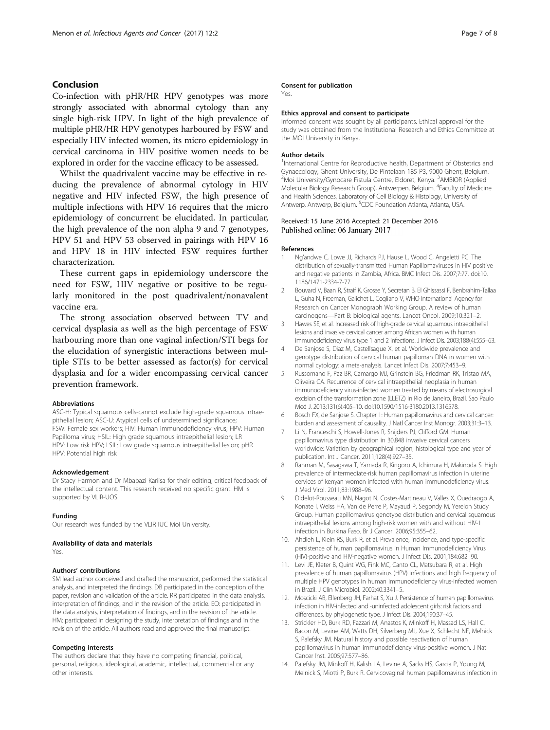## Conclusion

Co-infection with pHR/HR HPV genotypes was more strongly associated with abnormal cytology than any single high-risk HPV. In light of the high prevalence of multiple pHR/HR HPV genotypes harboured by FSW and especially HIV infected women, its micro epidemiology in cervical carcinoma in HIV positive women needs to be explored in order for the vaccine efficacy to be assessed.

Whilst the quadrivalent vaccine may be effective in reducing the prevalence of abnormal cytology in HIV negative and HIV infected FSW, the high presence of multiple infections with HPV 16 requires that the micro epidemiology of concurrent be elucidated. In particular, the high prevalence of the non alpha 9 and 7 genotypes, HPV 51 and HPV 53 observed in pairings with HPV 16 and HPV 18 in HIV infected FSW requires further characterization.

These current gaps in epidemiology underscore the need for FSW, HIV negative or positive to be regularly monitored in the post quadrivalent/nonavalent vaccine era.

The strong association observed between TV and cervical dysplasia as well as the high percentage of FSW harbouring more than one vaginal infection/STI begs for the elucidation of synergistic interactions between multiple STIs to be better assessed as factor(s) for cervical dysplasia and for a wider encompassing cervical cancer prevention framework.

#### Abbreviations

ASC-H: Typical squamous cells-cannot exclude high-grade squamous intraepithelial lesion; ASC-U: Atypical cells of undetermined significance; FSW: Female sex workers; HIV: Human immunodeficiency virus; HPV: Human Papilloma virus; HSIL: High grade squamous intraepithelial lesion; LR HPV: Low risk HPV; LSIL: Low grade squamous intraepithelial lesion; pHR HPV: Potential high risk

#### Acknowledgement

Dr Stacy Harmon and Dr Mbabazi Kariisa for their editing, critical feedback of the intellectual content. This research received no specific grant. HM is supported by VLIR-UOS.

#### Funding

Our research was funded by the VLIR IUC Moi University.

#### Availability of data and materials

Yes.

#### Authors' contributions

SM lead author conceived and drafted the manuscript, performed the statistical analysis, and interpreted the findings. DB participated in the conception of the paper, revision and validation of the article. RR participated in the data analysis, interpretation of findings, and in the revision of the article. EO: participated in the data analysis, interpretation of findings, and in the revision of the article. HM: participated in designing the study, interpretation of findings and in the revision of the article. All authors read and approved the final manuscript.

#### Competing interests

The authors declare that they have no competing financial, political, personal, religious, ideological, academic, intellectual, commercial or any other interests.

#### Consent for publication

Yes.

#### Ethics approval and consent to participate

Informed consent was sought by all participants. Ethical approval for the study was obtained from the Institutional Research and Ethics Committee at the MOI University in Kenya.

#### Author details

[1]International Centre for Reproductive health, Department of Obstetrics and Gynaecology, Ghent University, De Pintelaan 185 P3, 9000 Ghent, Belgium. [2]Moi University/Gynocare Fistula Centre, Eldoret, Kenya. [3]AMBIOR (Applied Molecular Biology Research Group), Antwerpen, Belgium. [4]Faculty of Medicine and Health Sciences, Laboratory of Cell Biology & Histology, University of Antwerp, Antwerp, Belgium. [5]CDC Foundation Atlanta, Atlanta, USA.

Received: 15 June 2016 Accepted: 21 December 2016
Published online: 06 January 2017

#### References

1. Ng'andwe C, Lowe JJ, Richards PJ, Hause L, Wood C, Angeletti PC. The distribution of sexually-transmitted Human Papillomaviruses in HIV positive and negative patients in Zambia, Africa. BMC Infect Dis. 2007;7:77. doi:10.1186/1471-2334-7-77.
2. Bouvard V, Baan R, Straif K, Grosse Y, Secretan B, El Ghissassi F, Benbrahim-Tallaa L, Guha N, Freeman, Galichet L, Cogliano V, WHO International Agency for Research on Cancer Monograph Working Group. A review of human carcinogens—Part B: biological agents. Lancet Oncol. 2009;10:321–2.
3. Hawes SE, et al. Increased risk of high-grade cervical squamous intraepithelial lesions and invasive cervical cancer among African women with human immunodeficiency virus type 1 and 2 infections. J Infect Dis. 2003;188(4):555–63.
4. De Sanjose S, Diaz M, Castellsague X, et al. Worldwide prevalence and genotype distribution of cervical human papilloman DNA in women with normal cytology: a meta-analysis. Lancet Infect Dis. 2007;7:453–9.
5. Russomano F, Paz BR, Camargo MJ, Grinstejn BG, Friedman RK, Tristao MA, Oliveira CA. Recurrence of cervical intraepithelial neoplasia in human immunodeficiency virus-infected women treated by means of electrosurgical excision of the transformation zone (LLETZ) in Rio de Janeiro, Brazil. Sao Paulo Med J. 2013;131(6):405–10. doi:10.1590/1516-3180.2013.1316578.
6. Bosch FX, de Sanjose S. Chapter 1: Human papillomavirus and cervical cancer: burden and assessment of causality. J Natl Cancer Inst Monogr. 2003;31:3–13.
7. Li N, Franceschi S, Howell-Jones R, Snijders PJ, Clifford GM. Human papillomavirus type distribution in 30,848 invasive cervical cancers worldwide: Variation by geographical region, histological type and year of publication. Int J Cancer. 2011;128(4):927–35.
8. Rahman M, Sasagawa T, Yamada R, Kingoro A, Ichimura H, Makinoda S. High prevalence of intermediate-risk human papillomavirus infection in uterine cervices of kenyan women infected with human immunodeficiency virus. J Med Virol. 2011;83:1988–96.
9. Didelot-Rousseau MN, Nagot N, Costes-Martineau V, Valles X, Ouedraogo A, Konate I, Weiss HA, Van de Perre P, Mayaud P, Segondy M, Yerelon Study Group. Human papillomavirus genotype distribution and cervical squamous intraepithelial lesions among high-risk women with and without HIV-1 infection in Burkina Faso. Br J Cancer. 2006;95:355–62.
10. Ahdieh L, Klein RS, Burk R, et al. Prevalence, incidence, and type-specific persistence of human papillomavirus in Human Immunodeficiency Virus (HIV)-positive and HIV-negative women. J Infect Dis. 2001;184:682–90.
11. Levi JE, Kleter B, Quint WG, Fink MC, Canto CL, Matsubara R, et al. High prevalence of human papillomavirus (HPV) infections and high frequency of multiple HPV genotypes in human immunodeficiency virus-infected women in Brazil. J Clin Microbiol. 2002;40:3341–5.
12. Moscicki AB, Ellenberg JH, Farhat S, Xu J. Persistence of human papillomavirus infection in HIV-infected and -uninfected adolescent girls: risk factors and differences, by phylogenetic type. J Infect Dis. 2004;190:37–45.
13. Strickler HD, Burk RD, Fazzari M, Anastos K, Minkoff H, Massad LS, Hall C, Bacon M, Levine AM, Watts DH, Silverberg MJ, Xue X, Schlecht NF, Melnick S, Palefsky JM. Natural history and possible reactivation of human papillomavirus in human immunodeficiency virus-positive women. J Natl Cancer Inst. 2005;97:577–86.
14. Palefsky JM, Minkoff H, Kalish LA, Levine A, Sacks HS, Garcia P, Young M, Melnick S, Miotti P, Burk R. Cervicovaginal human papillomavirus infection in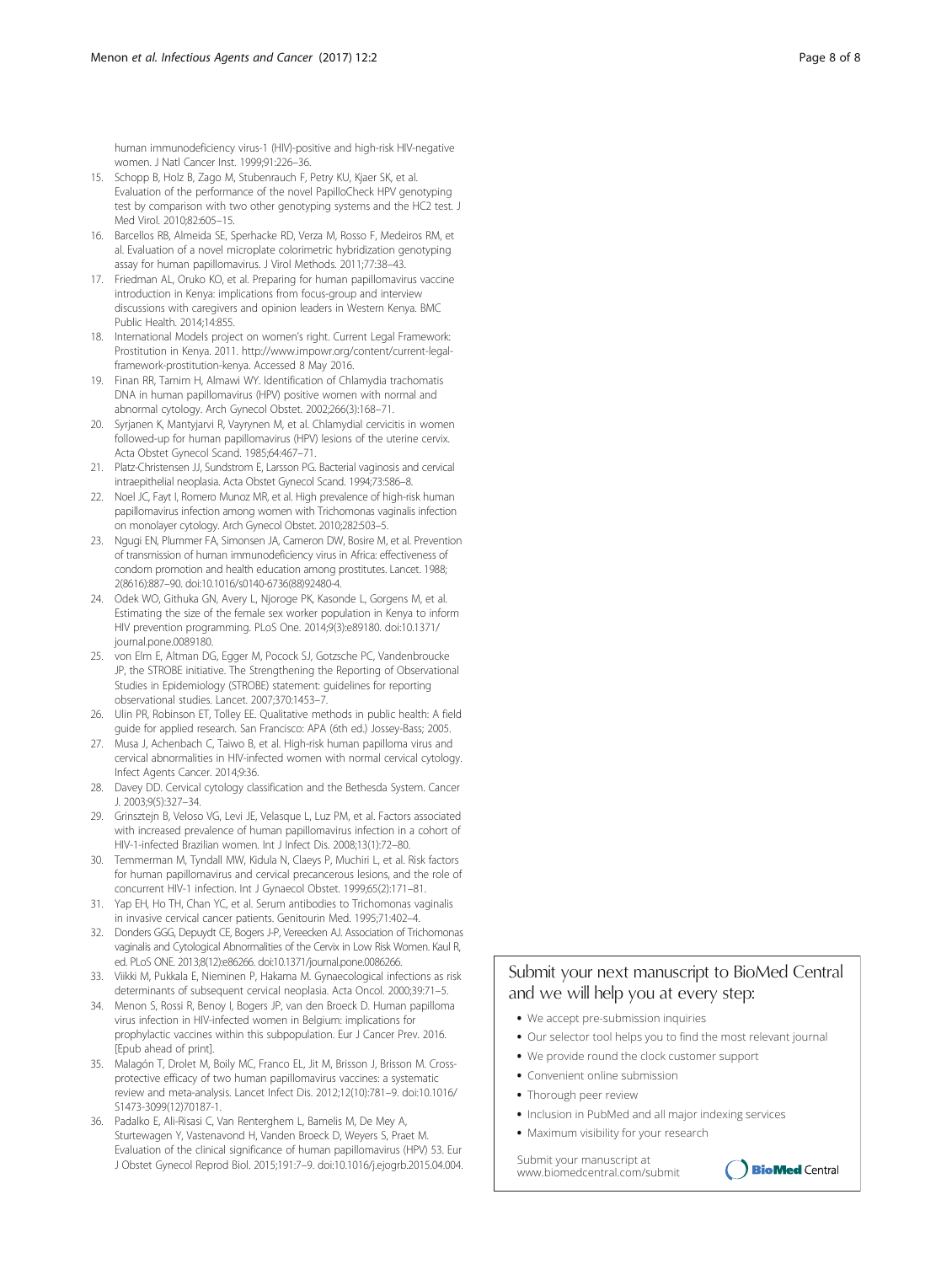human immunodeficiency virus-1 (HIV)-positive and high-risk HIV-negative women. J Natl Cancer Inst. 1999;91:226–36.

15. Schopp B, Holz B, Zago M, Stubenrauch F, Petry KU, Kjaer SK, et al. Evaluation of the performance of the novel PapilloCheck HPV genotyping test by comparison with two other genotyping systems and the HC2 test. J Med Virol. 2010;82:605–15.
16. Barcellos RB, Almeida SE, Sperhacke RD, Verza M, Rosso F, Medeiros RM, et al. Evaluation of a novel microplate colorimetric hybridization genotyping assay for human papillomavirus. J Virol Methods. 2011;77:38–43.
17. Friedman AL, Oruko KO, et al. Preparing for human papillomavirus vaccine introduction in Kenya: implications from focus-group and interview discussions with caregivers and opinion leaders in Western Kenya. BMC Public Health. 2014;14:855.
18. International Models project on women's right. Current Legal Framework: Prostitution in Kenya. 2011. http://www.impowr.org/content/current-legal-framework-prostitution-kenya. Accessed 8 May 2016.
19. Finan RR, Tamim H, Almawi WY. Identification of Chlamydia trachomatis DNA in human papillomavirus (HPV) positive women with normal and abnormal cytology. Arch Gynecol Obstet. 2002;266(3):168–71.
20. Syrjanen K, Mantyjarvi R, Vayrynen M, et al. Chlamydial cervicitis in women followed-up for human papillomavirus (HPV) lesions of the uterine cervix. Acta Obstet Gynecol Scand. 1985;64:467–71.
21. Platz-Christensen JJ, Sundstrom E, Larsson PG. Bacterial vaginosis and cervical intraepithelial neoplasia. Acta Obstet Gynecol Scand. 1994;73:586–8.
22. Noel JC, Fayt I, Romero Munoz MR, et al. High prevalence of high-risk human papillomavirus infection among women with Trichomonas vaginalis infection on monolayer cytology. Arch Gynecol Obstet. 2010;282:503–5.
23. Ngugi EN, Plummer FA, Simonsen JA, Cameron DW, Bosire M, et al. Prevention of transmission of human immunodeficiency virus in Africa: effectiveness of condom promotion and health education among prostitutes. Lancet. 1988; 2(8616):887–90. doi:10.1016/s0140-6736(88)92480-4.
24. Odek WO, Githuka GN, Avery L, Njoroge PK, Kasonde L, Gorgens M, et al. Estimating the size of the female sex worker population in Kenya to inform HIV prevention programming. PLoS One. 2014;9(3):e89180. doi:10.1371/journal.pone.0089180.
25. von Elm E, Altman DG, Egger M, Pocock SJ, Gotzsche PC, Vandenbroucke JP, the STROBE initiative. The Strengthening the Reporting of Observational Studies in Epidemiology (STROBE) statement: guidelines for reporting observational studies. Lancet. 2007;370:1453–7.
26. Ulin PR, Robinson ET, Tolley EE. Qualitative methods in public health: A field guide for applied research. San Francisco: APA (6th ed.) Jossey-Bass; 2005.
27. Musa J, Achenbach C, Taiwo B, et al. High-risk human papilloma virus and cervical abnormalities in HIV-infected women with normal cervical cytology. Infect Agents Cancer. 2014;9:36.
28. Davey DD. Cervical cytology classification and the Bethesda System. Cancer J. 2003;9(5):327–34.
29. Grinsztejn B, Veloso VG, Levi JE, Velasque L, Luz PM, et al. Factors associated with increased prevalence of human papillomavirus infection in a cohort of HIV-1-infected Brazilian women. Int J Infect Dis. 2008;13(1):72–80.
30. Temmerman M, Tyndall MW, Kidula N, Claeys P, Muchiri L, et al. Risk factors for human papillomavirus and cervical precancerous lesions, and the role of concurrent HIV-1 infection. Int J Gynaecol Obstet. 1999;65(2):171–81.
31. Yap EH, Ho TH, Chan YC, et al. Serum antibodies to Trichomonas vaginalis in invasive cervical cancer patients. Genitourin Med. 1995;71:402–4.
32. Donders GGG, Depuydt CE, Bogers J-P, Vereecken AJ. Association of Trichomonas vaginalis and Cytological Abnormalities of the Cervix in Low Risk Women. Kaul R, ed. PLoS ONE. 2013;8(12):e86266. doi:10.1371/journal.pone.0086266.
33. Viikki M, Pukkala E, Nieminen P, Hakama M. Gynaecological infections as risk determinants of subsequent cervical neoplasia. Acta Oncol. 2000;39:71–5.
34. Menon S, Rossi R, Benoy I, Bogers JP, van den Broeck D. Human papilloma virus infection in HIV-infected women in Belgium: implications for prophylactic vaccines within this subpopulation. Eur J Cancer Prev. 2016. [Epub ahead of print].
35. Malagón T, Drolet M, Boily MC, Franco EL, Jit M, Brisson J, Brisson M. Cross-protective efficacy of two human papillomavirus vaccines: a systematic review and meta-analysis. Lancet Infect Dis. 2012;12(10):781–9. doi:10.1016/S1473-3099(12)70187-1.
36. Padalko E, Ali-Risasi C, Van Renterghem L, Bamelis M, De Mey A, Sturtewagen Y, Vastenavond H, Vanden Broeck D, Weyers S, Praet M. Evaluation of the clinical significance of human papillomavirus (HPV) 53. Eur J Obstet Gynecol Reprod Biol. 2015;191:7–9. doi:10.1016/j.ejogrb.2015.04.004.

Submit your next manuscript to BioMed Central and we will help you at every step:

- We accept pre-submission inquiries
- Our selector tool helps you to find the most relevant journal
- We provide round the clock customer support
- Convenient online submission
- Thorough peer review
- Inclusion in PubMed and all major indexing services
- Maximum visibility for your research

Submit your manuscript at www.biomedcentral.com/submit

BioMed Central